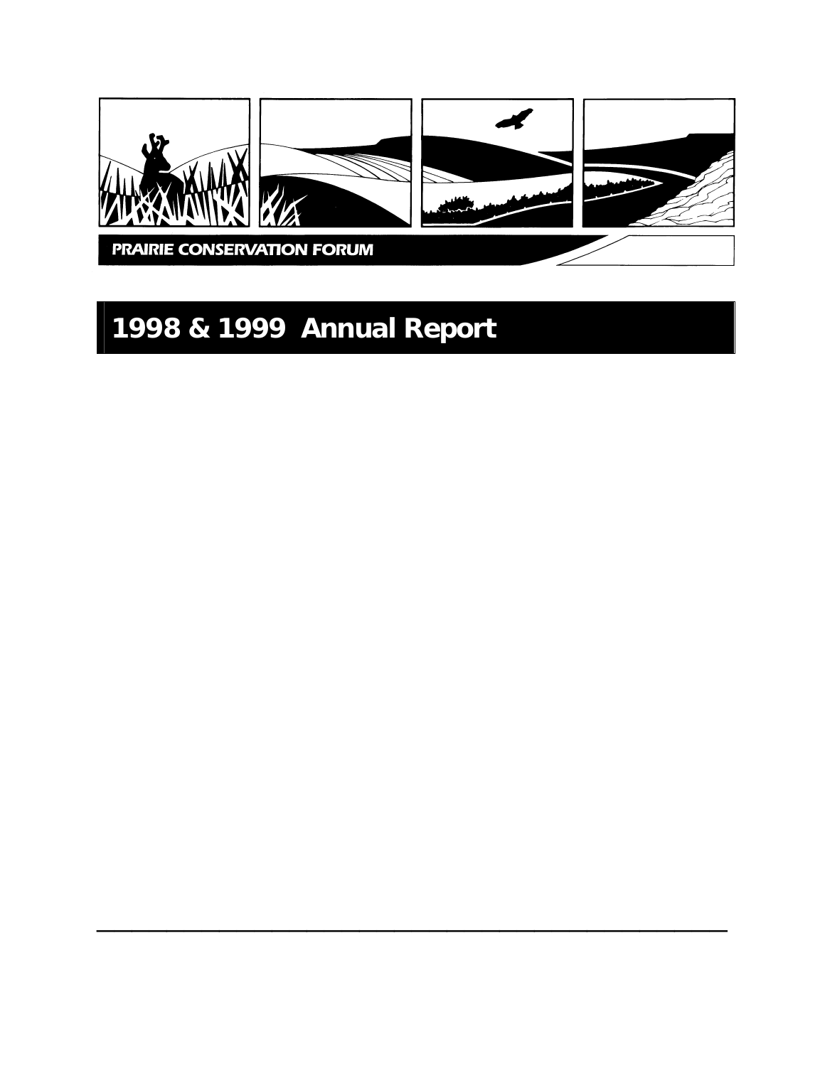PRAIRIE CONSERVATION FORUM

# 1998 & 1999 Annual Report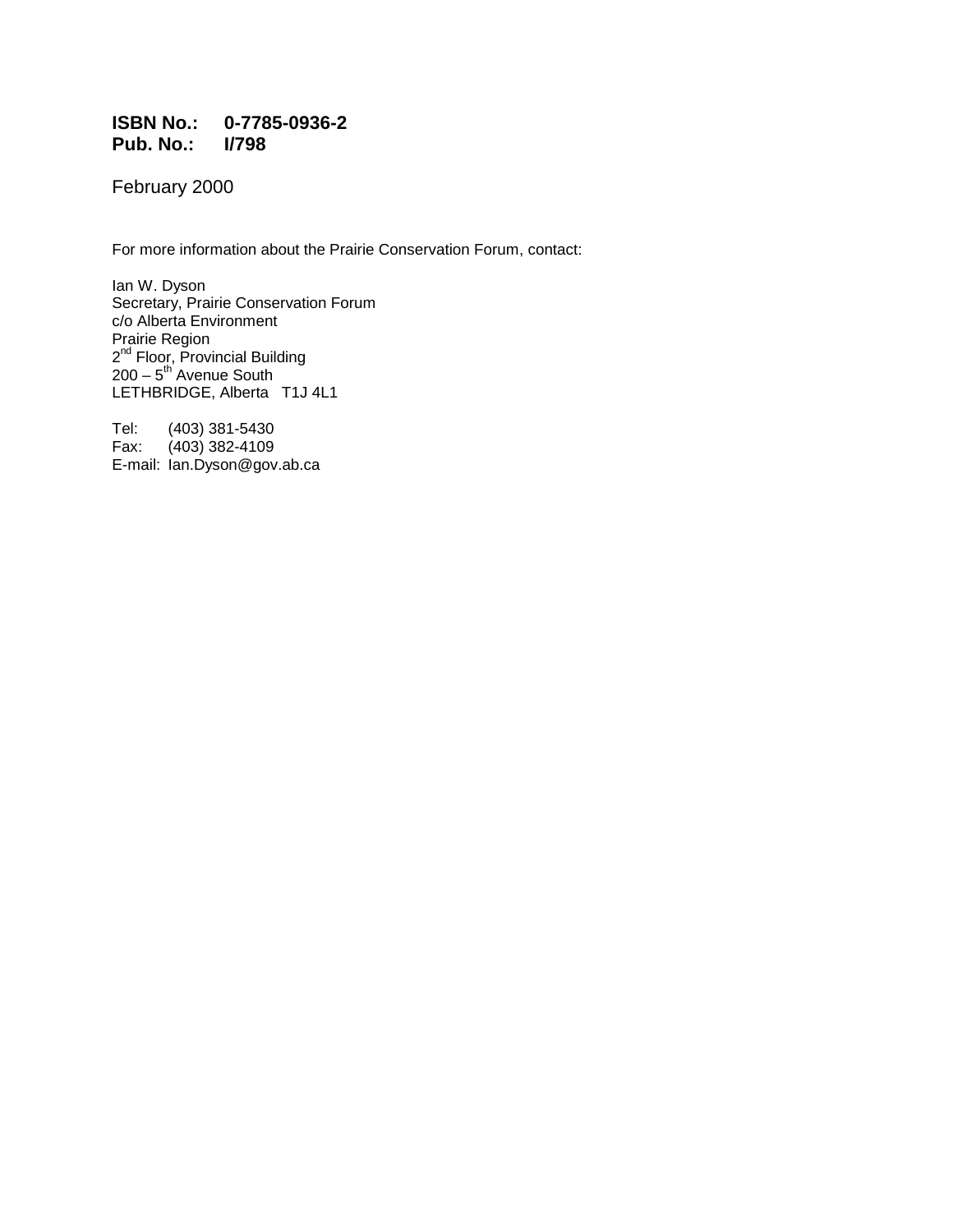**ISBN No.: 0-7785-0936-2**
**Pub. No.: I/798**

February 2000

For more information about the Prairie Conservation Forum, contact:

Ian W. Dyson
Secretary, Prairie Conservation Forum
c/o Alberta Environment
Prairie Region
2nd Floor, Provincial Building
200 – 5th Avenue South
LETHBRIDGE, Alberta T1J 4L1

Tel: (403) 381-5430
Fax: (403) 382-4109
E-mail: Ian.Dyson@gov.ab.ca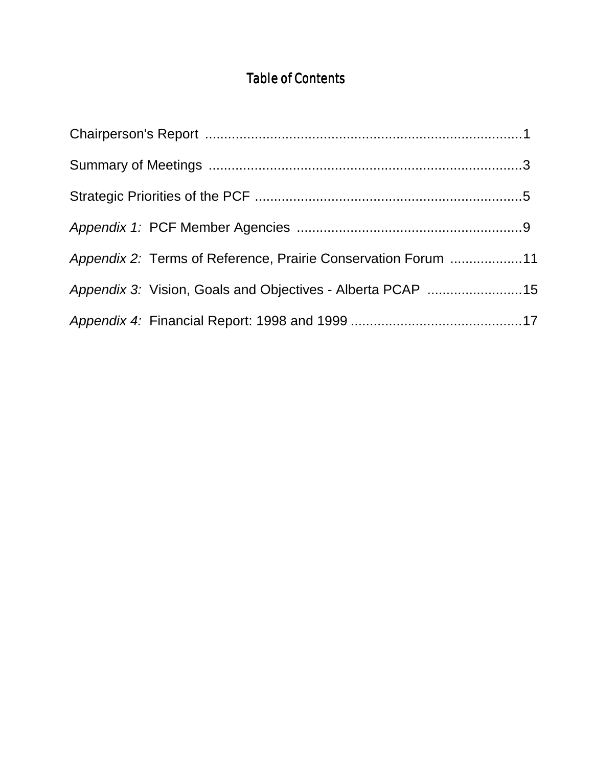# Table of Contents

Chairperson's Report ....................................................................................1

Summary of Meetings ..................................................................................3

Strategic Priorities of the PCF ......................................................................5

*Appendix 1:* PCF Member Agencies ............................................................9

*Appendix 2:* Terms of Reference, Prairie Conservation Forum ...................11

*Appendix 3:* Vision, Goals and Objectives - Alberta PCAP ..........................15

*Appendix 4:* Financial Report: 1998 and 1999 .............................................17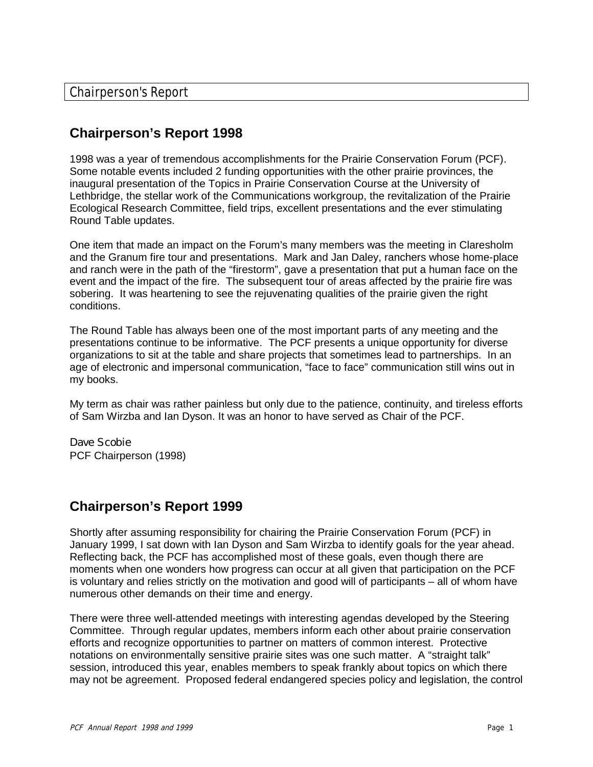# Chairperson's Report

## Chairperson's Report 1998

1998 was a year of tremendous accomplishments for the Prairie Conservation Forum (PCF). Some notable events included 2 funding opportunities with the other prairie provinces, the inaugural presentation of the Topics in Prairie Conservation Course at the University of Lethbridge, the stellar work of the Communications workgroup, the revitalization of the Prairie Ecological Research Committee, field trips, excellent presentations and the ever stimulating Round Table updates.

One item that made an impact on the Forum's many members was the meeting in Claresholm and the Granum fire tour and presentations. Mark and Jan Daley, ranchers whose home-place and ranch were in the path of the "firestorm", gave a presentation that put a human face on the event and the impact of the fire. The subsequent tour of areas affected by the prairie fire was sobering. It was heartening to see the rejuvenating qualities of the prairie given the right conditions.

The Round Table has always been one of the most important parts of any meeting and the presentations continue to be informative. The PCF presents a unique opportunity for diverse organizations to sit at the table and share projects that sometimes lead to partnerships. In an age of electronic and impersonal communication, "face to face" communication still wins out in my books.

My term as chair was rather painless but only due to the patience, continuity, and tireless efforts of Sam Wirzba and Ian Dyson. It was an honor to have served as Chair of the PCF.

Dave Scobie
PCF Chairperson (1998)

## Chairperson's Report 1999

Shortly after assuming responsibility for chairing the Prairie Conservation Forum (PCF) in January 1999, I sat down with Ian Dyson and Sam Wirzba to identify goals for the year ahead. Reflecting back, the PCF has accomplished most of these goals, even though there are moments when one wonders how progress can occur at all given that participation on the PCF is voluntary and relies strictly on the motivation and good will of participants – all of whom have numerous other demands on their time and energy.

There were three well-attended meetings with interesting agendas developed by the Steering Committee. Through regular updates, members inform each other about prairie conservation efforts and recognize opportunities to partner on matters of common interest. Protective notations on environmentally sensitive prairie sites was one such matter. A "straight talk" session, introduced this year, enables members to speak frankly about topics on which there may not be agreement. Proposed federal endangered species policy and legislation, the control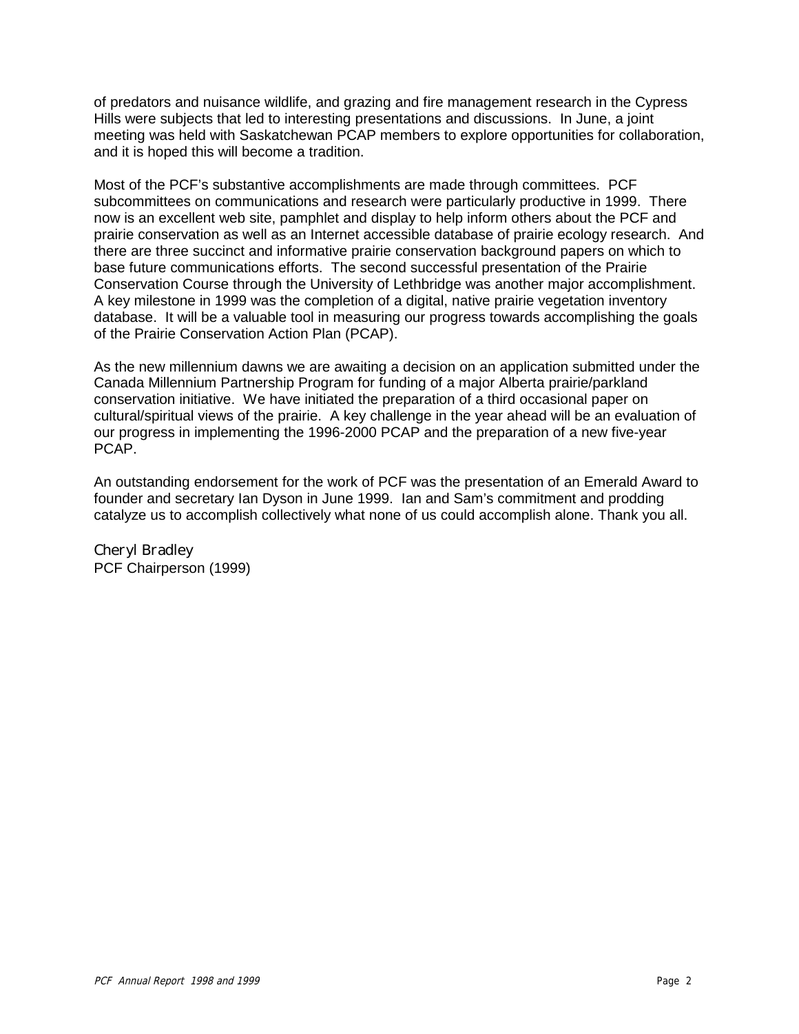of predators and nuisance wildlife, and grazing and fire management research in the Cypress Hills were subjects that led to interesting presentations and discussions. In June, a joint meeting was held with Saskatchewan PCAP members to explore opportunities for collaboration, and it is hoped this will become a tradition.

Most of the PCF's substantive accomplishments are made through committees. PCF subcommittees on communications and research were particularly productive in 1999. There now is an excellent web site, pamphlet and display to help inform others about the PCF and prairie conservation as well as an Internet accessible database of prairie ecology research. And there are three succinct and informative prairie conservation background papers on which to base future communications efforts. The second successful presentation of the Prairie Conservation Course through the University of Lethbridge was another major accomplishment. A key milestone in 1999 was the completion of a digital, native prairie vegetation inventory database. It will be a valuable tool in measuring our progress towards accomplishing the goals of the Prairie Conservation Action Plan (PCAP).

As the new millennium dawns we are awaiting a decision on an application submitted under the Canada Millennium Partnership Program for funding of a major Alberta prairie/parkland conservation initiative. We have initiated the preparation of a third occasional paper on cultural/spiritual views of the prairie. A key challenge in the year ahead will be an evaluation of our progress in implementing the 1996-2000 PCAP and the preparation of a new five-year PCAP.

An outstanding endorsement for the work of PCF was the presentation of an Emerald Award to founder and secretary Ian Dyson in June 1999. Ian and Sam's commitment and prodding catalyze us to accomplish collectively what none of us could accomplish alone. Thank you all.

Cheryl Bradley
PCF Chairperson (1999)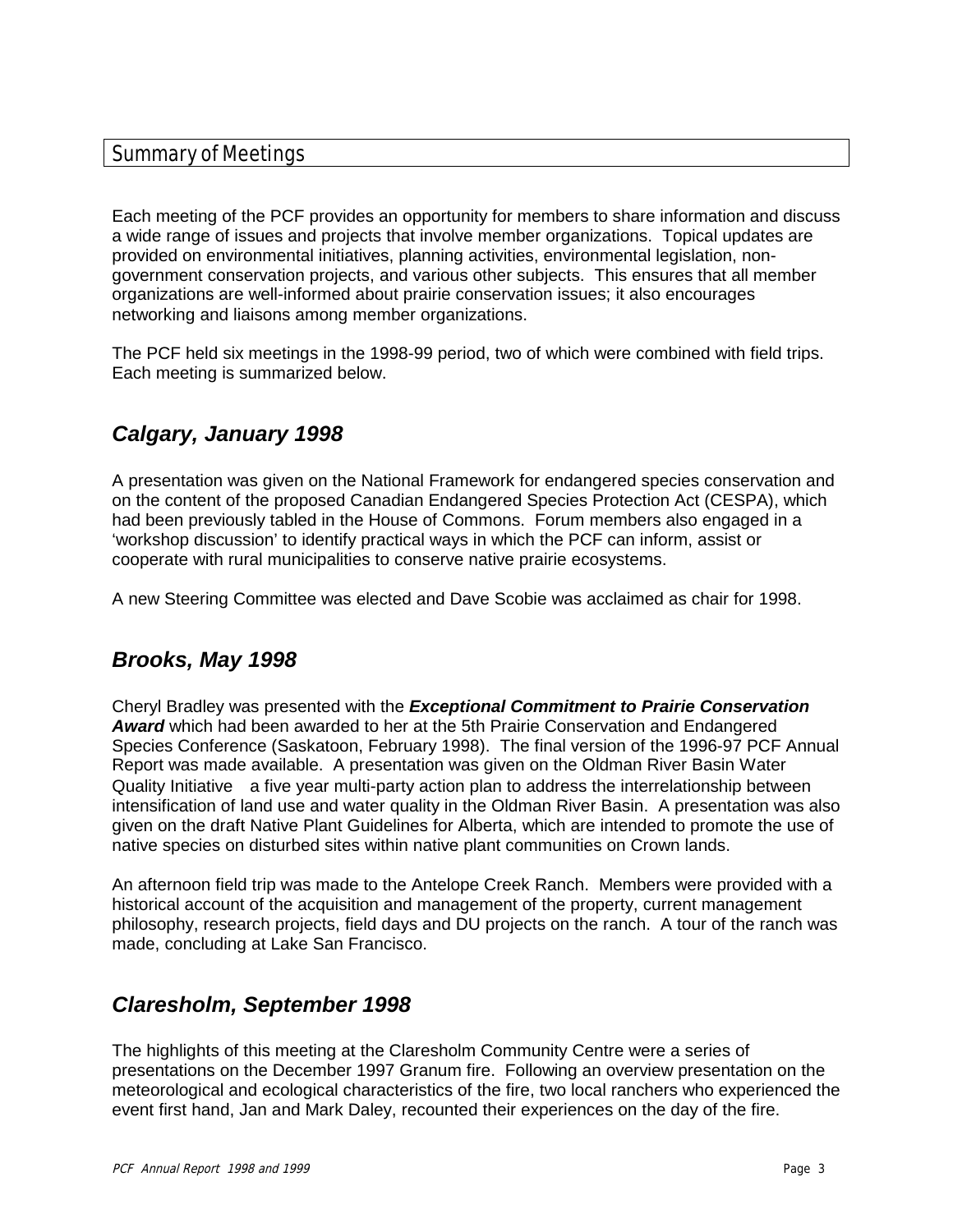## Summary of Meetings

Each meeting of the PCF provides an opportunity for members to share information and discuss a wide range of issues and projects that involve member organizations. Topical updates are provided on environmental initiatives, planning activities, environmental legislation, non-government conservation projects, and various other subjects. This ensures that all member organizations are well-informed about prairie conservation issues; it also encourages networking and liaisons among member organizations.

The PCF held six meetings in the 1998-99 period, two of which were combined with field trips. Each meeting is summarized below.

### *Calgary, January 1998*

A presentation was given on the National Framework for endangered species conservation and on the content of the proposed Canadian Endangered Species Protection Act (CESPA), which had been previously tabled in the House of Commons. Forum members also engaged in a 'workshop discussion' to identify practical ways in which the PCF can inform, assist or cooperate with rural municipalities to conserve native prairie ecosystems.

A new Steering Committee was elected and Dave Scobie was acclaimed as chair for 1998.

### *Brooks, May 1998*

Cheryl Bradley was presented with the ***Exceptional Commitment to Prairie Conservation Award*** which had been awarded to her at the 5th Prairie Conservation and Endangered Species Conference (Saskatoon, February 1998). The final version of the 1996-97 PCF Annual Report was made available. A presentation was given on the Oldman River Basin Water Quality Initiative a five year multi-party action plan to address the interrelationship between intensification of land use and water quality in the Oldman River Basin. A presentation was also given on the draft Native Plant Guidelines for Alberta, which are intended to promote the use of native species on disturbed sites within native plant communities on Crown lands.

An afternoon field trip was made to the Antelope Creek Ranch. Members were provided with a historical account of the acquisition and management of the property, current management philosophy, research projects, field days and DU projects on the ranch. A tour of the ranch was made, concluding at Lake San Francisco.

### *Claresholm, September 1998*

The highlights of this meeting at the Claresholm Community Centre were a series of presentations on the December 1997 Granum fire. Following an overview presentation on the meteorological and ecological characteristics of the fire, two local ranchers who experienced the event first hand, Jan and Mark Daley, recounted their experiences on the day of the fire.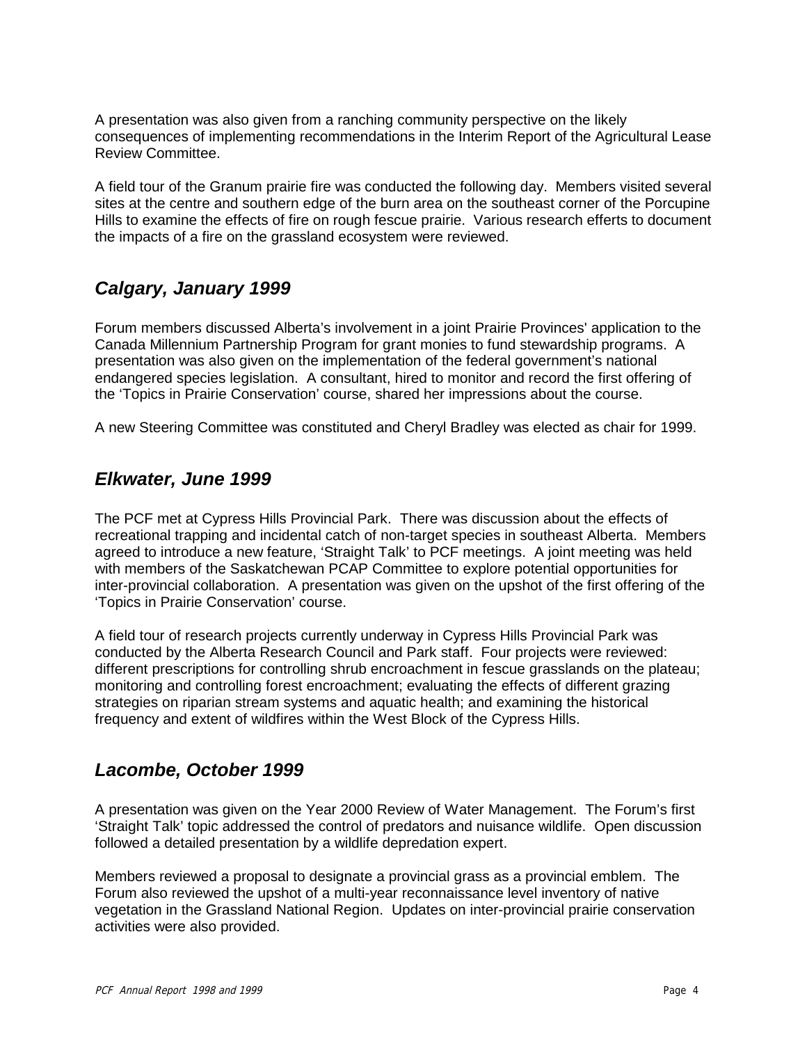A presentation was also given from a ranching community perspective on the likely consequences of implementing recommendations in the Interim Report of the Agricultural Lease Review Committee.

A field tour of the Granum prairie fire was conducted the following day. Members visited several sites at the centre and southern edge of the burn area on the southeast corner of the Porcupine Hills to examine the effects of fire on rough fescue prairie. Various research efferts to document the impacts of a fire on the grassland ecosystem were reviewed.

## *Calgary, January 1999*

Forum members discussed Alberta's involvement in a joint Prairie Provinces' application to the Canada Millennium Partnership Program for grant monies to fund stewardship programs. A presentation was also given on the implementation of the federal government's national endangered species legislation. A consultant, hired to monitor and record the first offering of the 'Topics in Prairie Conservation' course, shared her impressions about the course.

A new Steering Committee was constituted and Cheryl Bradley was elected as chair for 1999.

## *Elkwater, June 1999*

The PCF met at Cypress Hills Provincial Park. There was discussion about the effects of recreational trapping and incidental catch of non-target species in southeast Alberta. Members agreed to introduce a new feature, 'Straight Talk' to PCF meetings. A joint meeting was held with members of the Saskatchewan PCAP Committee to explore potential opportunities for inter-provincial collaboration. A presentation was given on the upshot of the first offering of the 'Topics in Prairie Conservation' course.

A field tour of research projects currently underway in Cypress Hills Provincial Park was conducted by the Alberta Research Council and Park staff. Four projects were reviewed: different prescriptions for controlling shrub encroachment in fescue grasslands on the plateau; monitoring and controlling forest encroachment; evaluating the effects of different grazing strategies on riparian stream systems and aquatic health; and examining the historical frequency and extent of wildfires within the West Block of the Cypress Hills.

## *Lacombe, October 1999*

A presentation was given on the Year 2000 Review of Water Management. The Forum's first 'Straight Talk' topic addressed the control of predators and nuisance wildlife. Open discussion followed a detailed presentation by a wildlife depredation expert.

Members reviewed a proposal to designate a provincial grass as a provincial emblem. The Forum also reviewed the upshot of a multi-year reconnaissance level inventory of native vegetation in the Grassland National Region. Updates on inter-provincial prairie conservation activities were also provided.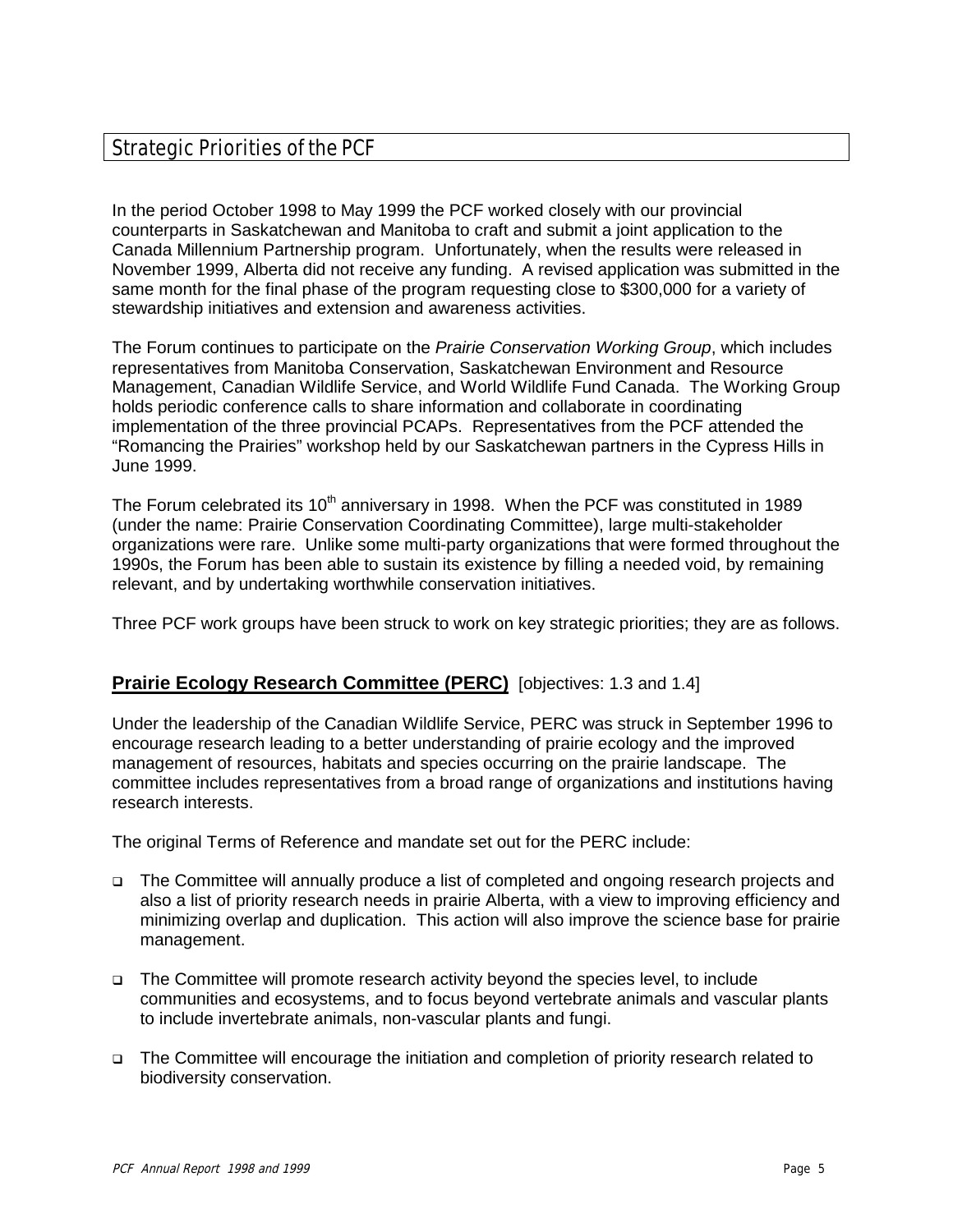## Strategic Priorities of the PCF

In the period October 1998 to May 1999 the PCF worked closely with our provincial counterparts in Saskatchewan and Manitoba to craft and submit a joint application to the Canada Millennium Partnership program. Unfortunately, when the results were released in November 1999, Alberta did not receive any funding. A revised application was submitted in the same month for the final phase of the program requesting close to $300,000 for a variety of stewardship initiatives and extension and awareness activities.

The Forum continues to participate on the *Prairie Conservation Working Group*, which includes representatives from Manitoba Conservation, Saskatchewan Environment and Resource Management, Canadian Wildlife Service, and World Wildlife Fund Canada. The Working Group holds periodic conference calls to share information and collaborate in coordinating implementation of the three provincial PCAPs. Representatives from the PCF attended the "Romancing the Prairies" workshop held by our Saskatchewan partners in the Cypress Hills in June 1999.

The Forum celebrated its 10th anniversary in 1998. When the PCF was constituted in 1989 (under the name: Prairie Conservation Coordinating Committee), large multi-stakeholder organizations were rare. Unlike some multi-party organizations that were formed throughout the 1990s, the Forum has been able to sustain its existence by filling a needed void, by remaining relevant, and by undertaking worthwhile conservation initiatives.

Three PCF work groups have been struck to work on key strategic priorities; they are as follows.

### Prairie Ecology Research Committee (PERC) [objectives: 1.3 and 1.4]

Under the leadership of the Canadian Wildlife Service, PERC was struck in September 1996 to encourage research leading to a better understanding of prairie ecology and the improved management of resources, habitats and species occurring on the prairie landscape. The committee includes representatives from a broad range of organizations and institutions having research interests.

The original Terms of Reference and mandate set out for the PERC include:

- The Committee will annually produce a list of completed and ongoing research projects and also a list of priority research needs in prairie Alberta, with a view to improving efficiency and minimizing overlap and duplication. This action will also improve the science base for prairie management.
- The Committee will promote research activity beyond the species level, to include communities and ecosystems, and to focus beyond vertebrate animals and vascular plants to include invertebrate animals, non-vascular plants and fungi.
- The Committee will encourage the initiation and completion of priority research related to biodiversity conservation.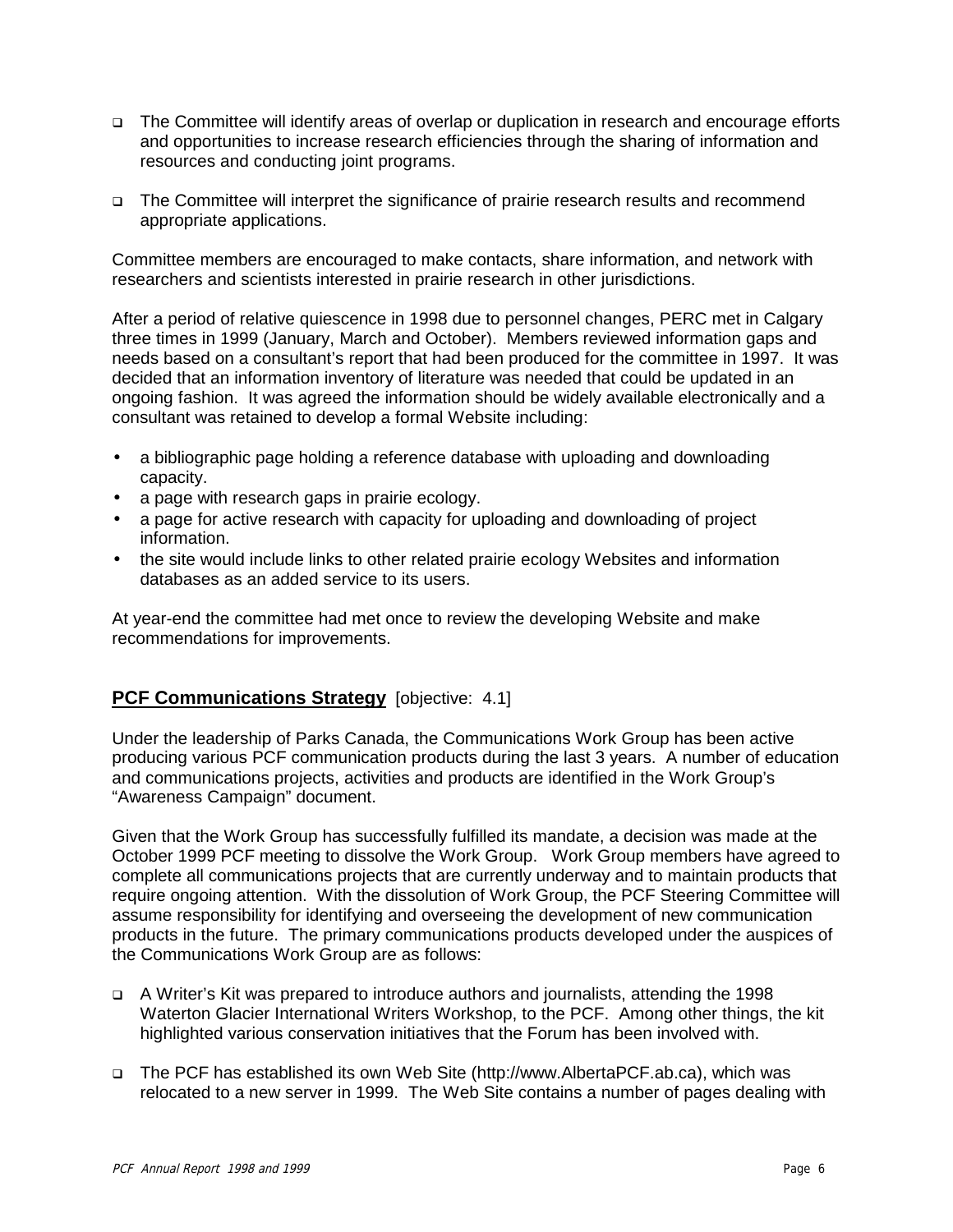- The Committee will identify areas of overlap or duplication in research and encourage efforts and opportunities to increase research efficiencies through the sharing of information and resources and conducting joint programs.

- The Committee will interpret the significance of prairie research results and recommend appropriate applications.

Committee members are encouraged to make contacts, share information, and network with researchers and scientists interested in prairie research in other jurisdictions.

After a period of relative quiescence in 1998 due to personnel changes, PERC met in Calgary three times in 1999 (January, March and October). Members reviewed information gaps and needs based on a consultant's report that had been produced for the committee in 1997. It was decided that an information inventory of literature was needed that could be updated in an ongoing fashion. It was agreed the information should be widely available electronically and a consultant was retained to develop a formal Website including:

- a bibliographic page holding a reference database with uploading and downloading capacity.
- a page with research gaps in prairie ecology.
- a page for active research with capacity for uploading and downloading of project information.
- the site would include links to other related prairie ecology Websites and information databases as an added service to its users.

At year-end the committee had met once to review the developing Website and make recommendations for improvements.

## PCF Communications Strategy [objective: 4.1]

Under the leadership of Parks Canada, the Communications Work Group has been active producing various PCF communication products during the last 3 years. A number of education and communications projects, activities and products are identified in the Work Group's "Awareness Campaign" document.

Given that the Work Group has successfully fulfilled its mandate, a decision was made at the October 1999 PCF meeting to dissolve the Work Group. Work Group members have agreed to complete all communications projects that are currently underway and to maintain products that require ongoing attention. With the dissolution of Work Group, the PCF Steering Committee will assume responsibility for identifying and overseeing the development of new communication products in the future. The primary communications products developed under the auspices of the Communications Work Group are as follows:

- A Writer's Kit was prepared to introduce authors and journalists, attending the 1998 Waterton Glacier International Writers Workshop, to the PCF. Among other things, the kit highlighted various conservation initiatives that the Forum has been involved with.

- The PCF has established its own Web Site (http://www.AlbertaPCF.ab.ca), which was relocated to a new server in 1999. The Web Site contains a number of pages dealing with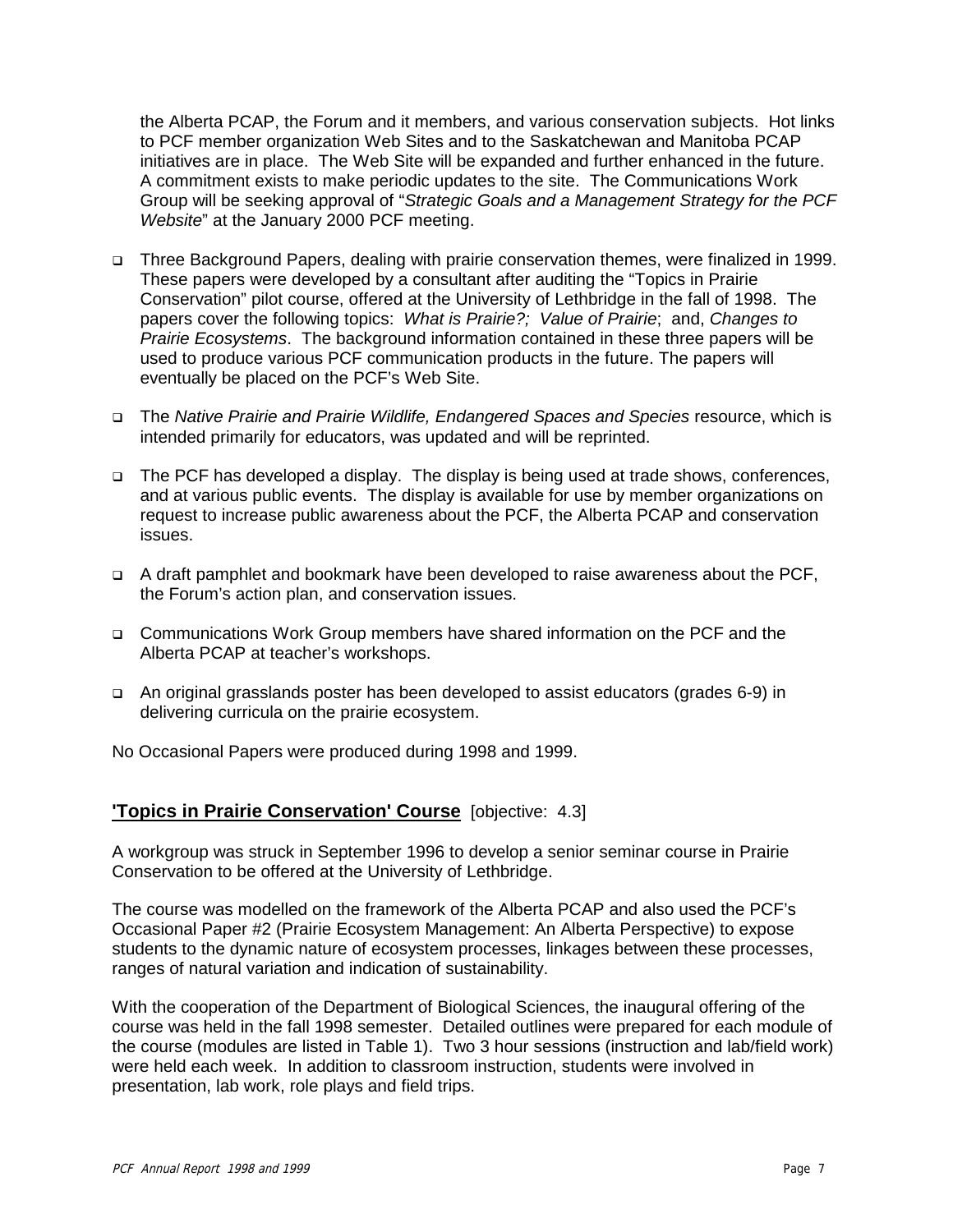the Alberta PCAP, the Forum and it members, and various conservation subjects. Hot links to PCF member organization Web Sites and to the Saskatchewan and Manitoba PCAP initiatives are in place. The Web Site will be expanded and further enhanced in the future. A commitment exists to make periodic updates to the site. The Communications Work Group will be seeking approval of "*Strategic Goals and a Management Strategy for the PCF Website*" at the January 2000 PCF meeting.

- Three Background Papers, dealing with prairie conservation themes, were finalized in 1999. These papers were developed by a consultant after auditing the "Topics in Prairie Conservation" pilot course, offered at the University of Lethbridge in the fall of 1998. The papers cover the following topics: *What is Prairie?; Value of Prairie*; and, *Changes to Prairie Ecosystems*. The background information contained in these three papers will be used to produce various PCF communication products in the future. The papers will eventually be placed on the PCF's Web Site.

- The *Native Prairie and Prairie Wildlife, Endangered Spaces and Species* resource, which is intended primarily for educators, was updated and will be reprinted.

- The PCF has developed a display. The display is being used at trade shows, conferences, and at various public events. The display is available for use by member organizations on request to increase public awareness about the PCF, the Alberta PCAP and conservation issues.

- A draft pamphlet and bookmark have been developed to raise awareness about the PCF, the Forum's action plan, and conservation issues.

- Communications Work Group members have shared information on the PCF and the Alberta PCAP at teacher's workshops.

- An original grasslands poster has been developed to assist educators (grades 6-9) in delivering curricula on the prairie ecosystem.

No Occasional Papers were produced during 1998 and 1999.

## 'Topics in Prairie Conservation' Course [objective: 4.3]

A workgroup was struck in September 1996 to develop a senior seminar course in Prairie Conservation to be offered at the University of Lethbridge.

The course was modelled on the framework of the Alberta PCAP and also used the PCF's Occasional Paper #2 (Prairie Ecosystem Management: An Alberta Perspective) to expose students to the dynamic nature of ecosystem processes, linkages between these processes, ranges of natural variation and indication of sustainability.

With the cooperation of the Department of Biological Sciences, the inaugural offering of the course was held in the fall 1998 semester. Detailed outlines were prepared for each module of the course (modules are listed in Table 1). Two 3 hour sessions (instruction and lab/field work) were held each week. In addition to classroom instruction, students were involved in presentation, lab work, role plays and field trips.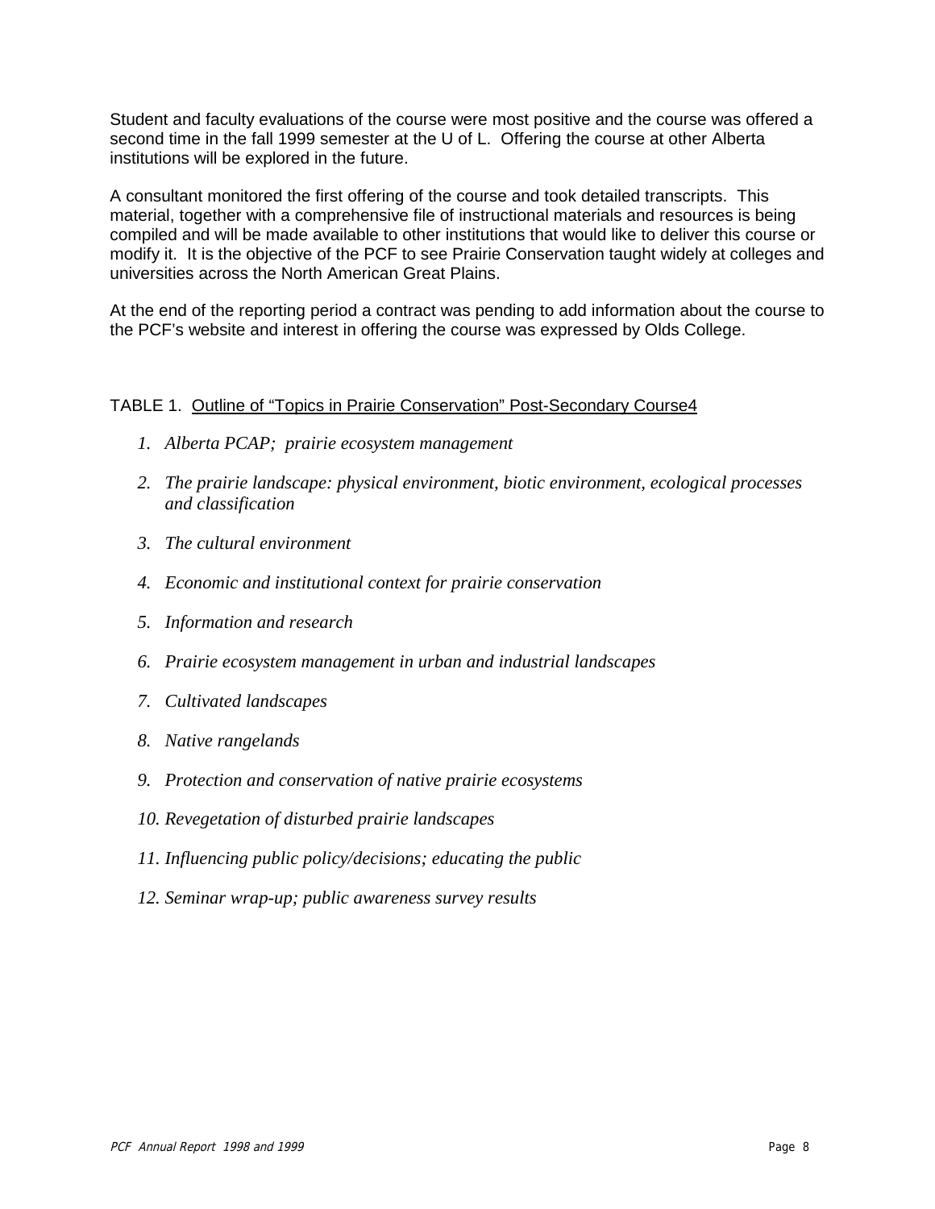Student and faculty evaluations of the course were most positive and the course was offered a second time in the fall 1999 semester at the U of L. Offering the course at other Alberta institutions will be explored in the future.

A consultant monitored the first offering of the course and took detailed transcripts. This material, together with a comprehensive file of instructional materials and resources is being compiled and will be made available to other institutions that would like to deliver this course or modify it. It is the objective of the PCF to see Prairie Conservation taught widely at colleges and universities across the North American Great Plains.

At the end of the reporting period a contract was pending to add information about the course to the PCF's website and interest in offering the course was expressed by Olds College.

TABLE 1. Outline of "Topics in Prairie Conservation" Post-Secondary Course4

1. *Alberta PCAP; prairie ecosystem management*
2. *The prairie landscape: physical environment, biotic environment, ecological processes and classification*
3. *The cultural environment*
4. *Economic and institutional context for prairie conservation*
5. *Information and research*
6. *Prairie ecosystem management in urban and industrial landscapes*
7. *Cultivated landscapes*
8. *Native rangelands*
9. *Protection and conservation of native prairie ecosystems*
10. *Revegetation of disturbed prairie landscapes*
11. *Influencing public policy/decisions; educating the public*
12. *Seminar wrap-up; public awareness survey results*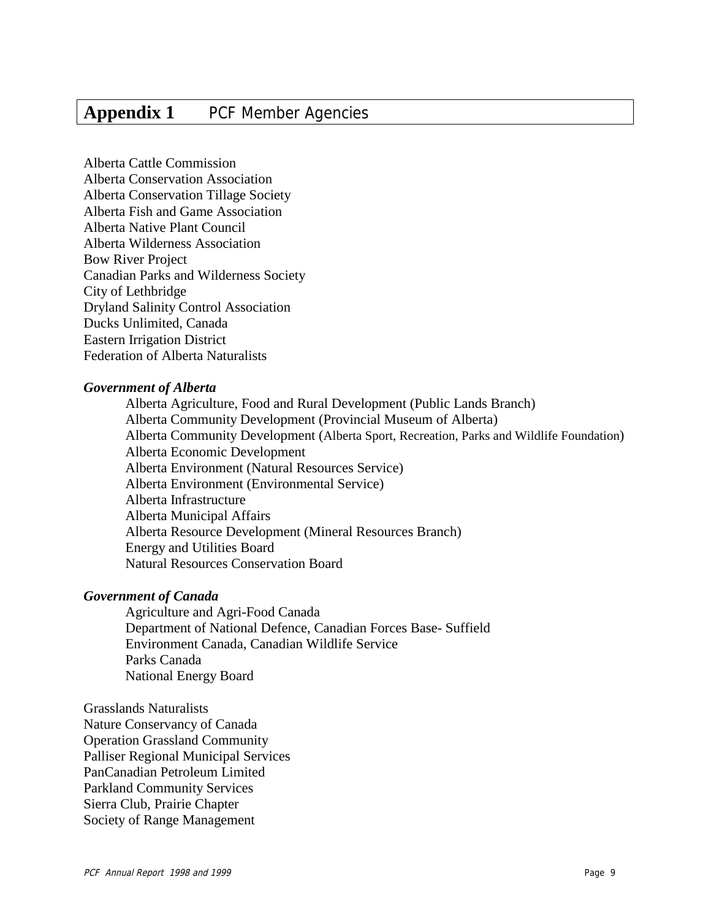# Appendix 1 PCF Member Agencies

Alberta Cattle Commission
Alberta Conservation Association
Alberta Conservation Tillage Society
Alberta Fish and Game Association
Alberta Native Plant Council
Alberta Wilderness Association
Bow River Project
Canadian Parks and Wilderness Society
City of Lethbridge
Dryland Salinity Control Association
Ducks Unlimited, Canada
Eastern Irrigation District
Federation of Alberta Naturalists

***Government of Alberta***

- Alberta Agriculture, Food and Rural Development (Public Lands Branch)
- Alberta Community Development (Provincial Museum of Alberta)
- Alberta Community Development (Alberta Sport, Recreation, Parks and Wildlife Foundation)
- Alberta Economic Development
- Alberta Environment (Natural Resources Service)
- Alberta Environment (Environmental Service)
- Alberta Infrastructure
- Alberta Municipal Affairs
- Alberta Resource Development (Mineral Resources Branch)
- Energy and Utilities Board
- Natural Resources Conservation Board

***Government of Canada***

- Agriculture and Agri-Food Canada
- Department of National Defence, Canadian Forces Base- Suffield
- Environment Canada, Canadian Wildlife Service
- Parks Canada
- National Energy Board

Grasslands Naturalists
Nature Conservancy of Canada
Operation Grassland Community
Palliser Regional Municipal Services
PanCanadian Petroleum Limited
Parkland Community Services
Sierra Club, Prairie Chapter
Society of Range Management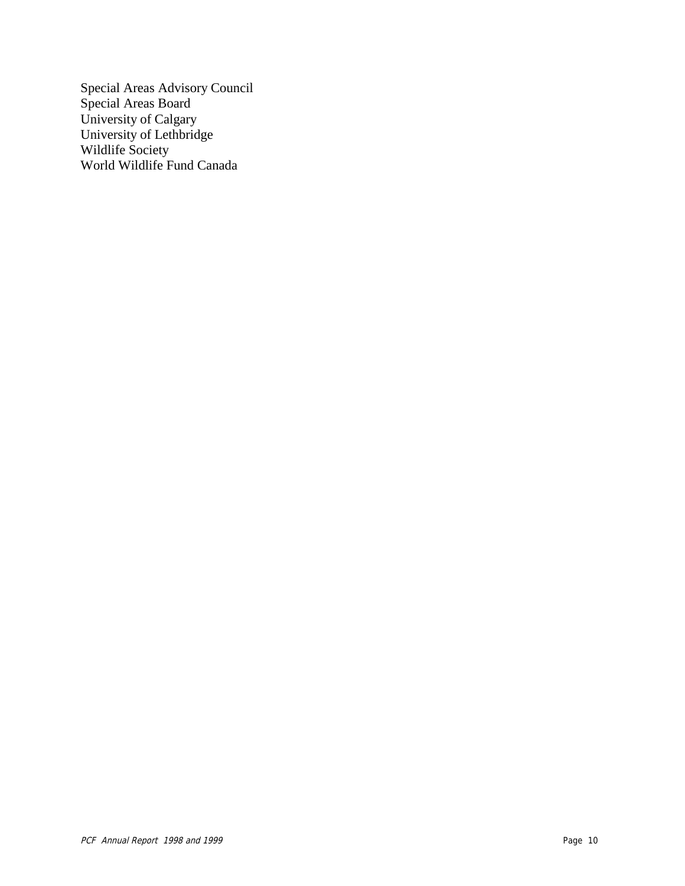Special Areas Advisory Council
Special Areas Board
University of Calgary
University of Lethbridge
Wildlife Society
World Wildlife Fund Canada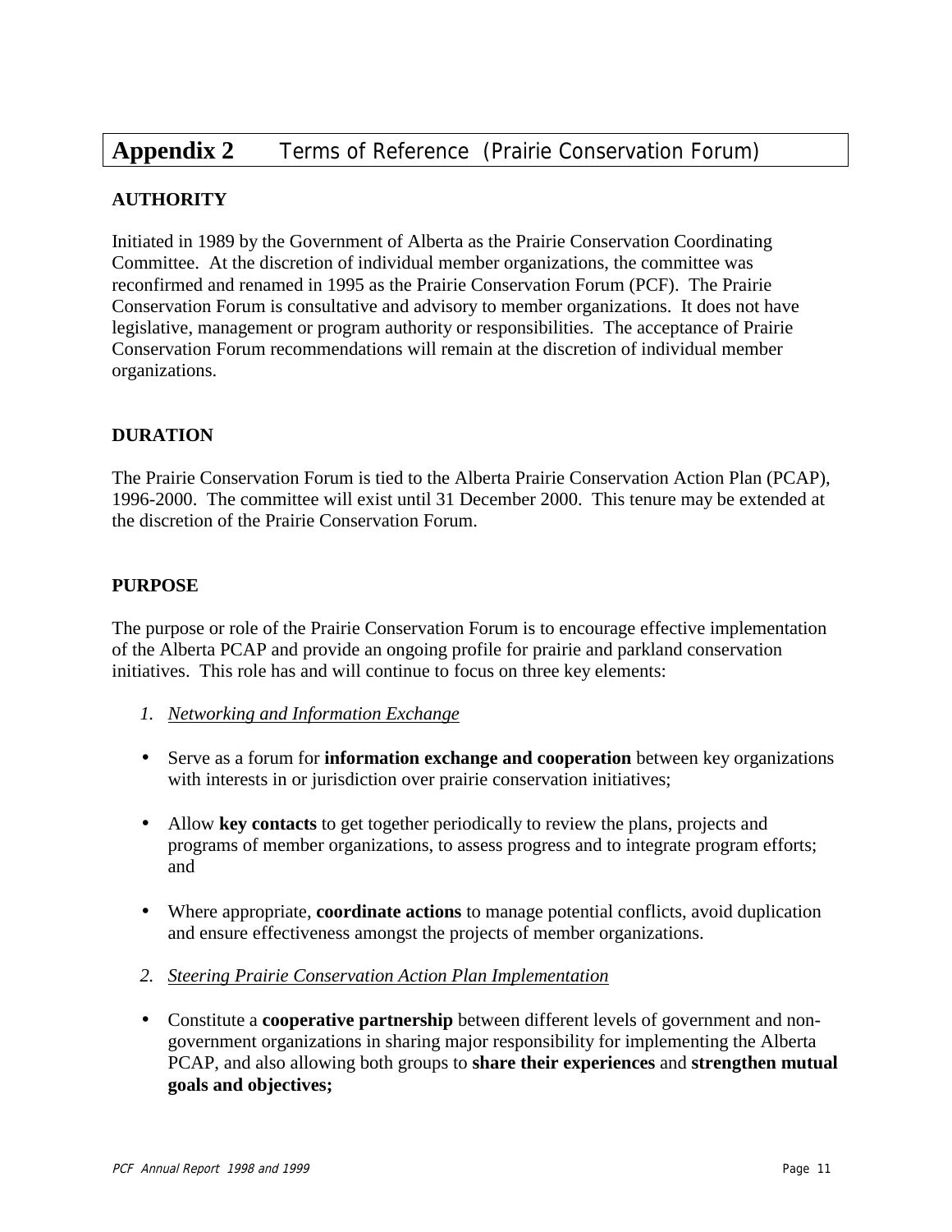# **Appendix 2** Terms of Reference (Prairie Conservation Forum)

## AUTHORITY

Initiated in 1989 by the Government of Alberta as the Prairie Conservation Coordinating Committee. At the discretion of individual member organizations, the committee was reconfirmed and renamed in 1995 as the Prairie Conservation Forum (PCF). The Prairie Conservation Forum is consultative and advisory to member organizations. It does not have legislative, management or program authority or responsibilities. The acceptance of Prairie Conservation Forum recommendations will remain at the discretion of individual member organizations.

## DURATION

The Prairie Conservation Forum is tied to the Alberta Prairie Conservation Action Plan (PCAP), 1996-2000. The committee will exist until 31 December 2000. This tenure may be extended at the discretion of the Prairie Conservation Forum.

## PURPOSE

The purpose or role of the Prairie Conservation Forum is to encourage effective implementation of the Alberta PCAP and provide an ongoing profile for prairie and parkland conservation initiatives. This role has and will continue to focus on three key elements:

1. *Networking and Information Exchange*

- Serve as a forum for **information exchange and cooperation** between key organizations with interests in or jurisdiction over prairie conservation initiatives;
- Allow **key contacts** to get together periodically to review the plans, projects and programs of member organizations, to assess progress and to integrate program efforts; and
- Where appropriate, **coordinate actions** to manage potential conflicts, avoid duplication and ensure effectiveness amongst the projects of member organizations.

2. *Steering Prairie Conservation Action Plan Implementation*

- Constitute a **cooperative partnership** between different levels of government and non-government organizations in sharing major responsibility for implementing the Alberta PCAP, and also allowing both groups to **share their experiences** and **strengthen mutual goals and objectives;**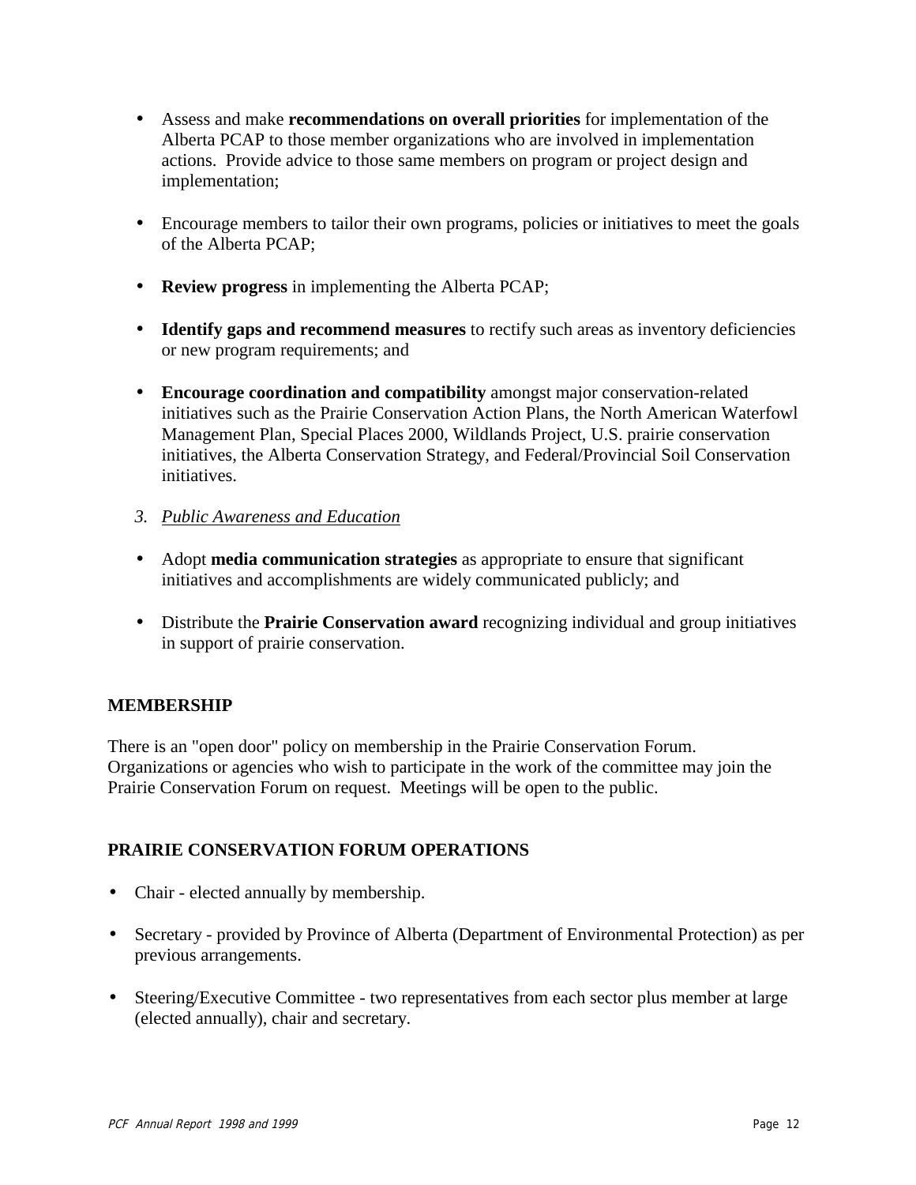- Assess and make **recommendations on overall priorities** for implementation of the Alberta PCAP to those member organizations who are involved in implementation actions. Provide advice to those same members on program or project design and implementation;

- Encourage members to tailor their own programs, policies or initiatives to meet the goals of the Alberta PCAP;

- **Review progress** in implementing the Alberta PCAP;

- **Identify gaps and recommend measures** to rectify such areas as inventory deficiencies or new program requirements; and

- **Encourage coordination and compatibility** amongst major conservation-related initiatives such as the Prairie Conservation Action Plans, the North American Waterfowl Management Plan, Special Places 2000, Wildlands Project, U.S. prairie conservation initiatives, the Alberta Conservation Strategy, and Federal/Provincial Soil Conservation initiatives.

3. *Public Awareness and Education*

- Adopt **media communication strategies** as appropriate to ensure that significant initiatives and accomplishments are widely communicated publicly; and

- Distribute the **Prairie Conservation award** recognizing individual and group initiatives in support of prairie conservation.

## MEMBERSHIP

There is an "open door" policy on membership in the Prairie Conservation Forum. Organizations or agencies who wish to participate in the work of the committee may join the Prairie Conservation Forum on request. Meetings will be open to the public.

## PRAIRIE CONSERVATION FORUM OPERATIONS

- Chair - elected annually by membership.

- Secretary - provided by Province of Alberta (Department of Environmental Protection) as per previous arrangements.

- Steering/Executive Committee - two representatives from each sector plus member at large (elected annually), chair and secretary.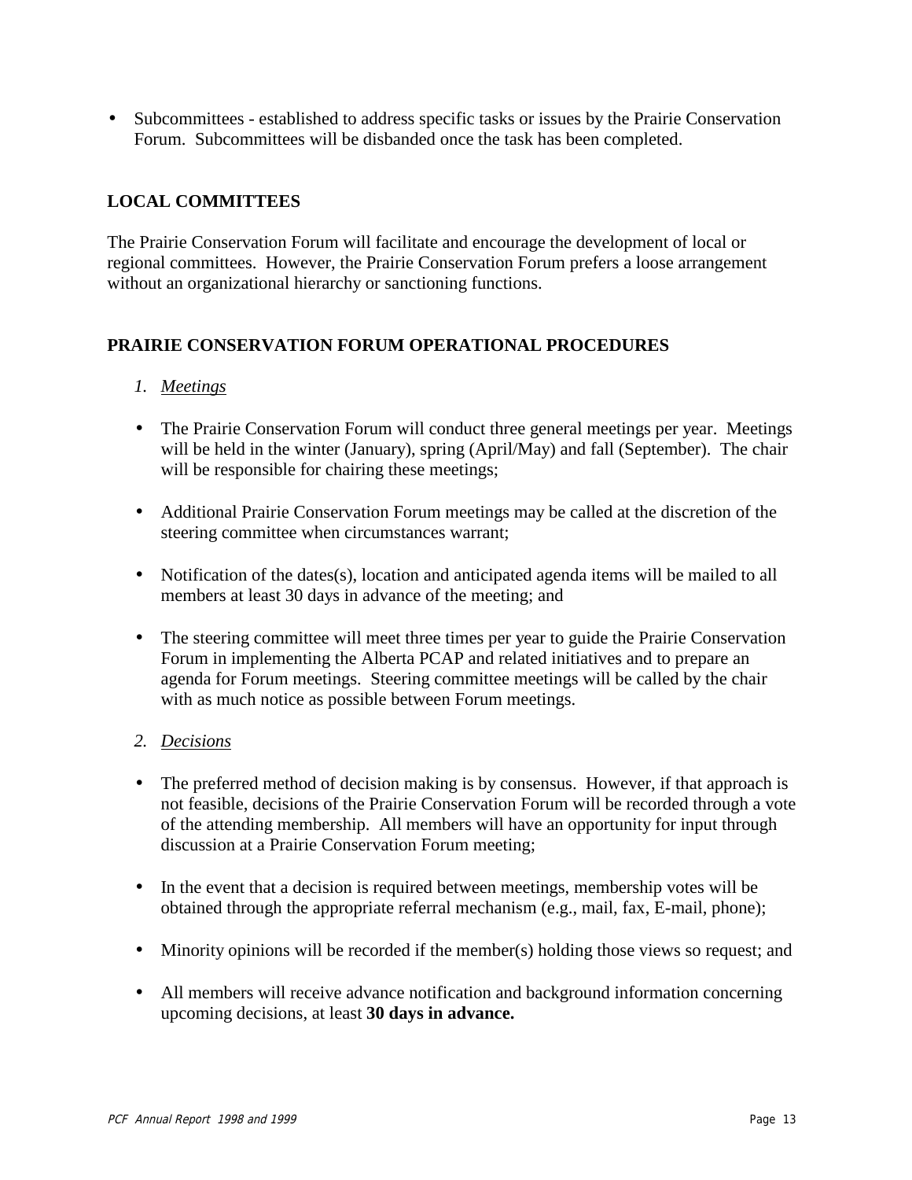- Subcommittees - established to address specific tasks or issues by the Prairie Conservation Forum. Subcommittees will be disbanded once the task has been completed.

## LOCAL COMMITTEES

The Prairie Conservation Forum will facilitate and encourage the development of local or regional committees. However, the Prairie Conservation Forum prefers a loose arrangement without an organizational hierarchy or sanctioning functions.

## PRAIRIE CONSERVATION FORUM OPERATIONAL PROCEDURES

1. *Meetings*

- The Prairie Conservation Forum will conduct three general meetings per year. Meetings will be held in the winter (January), spring (April/May) and fall (September). The chair will be responsible for chairing these meetings;

- Additional Prairie Conservation Forum meetings may be called at the discretion of the steering committee when circumstances warrant;

- Notification of the dates(s), location and anticipated agenda items will be mailed to all members at least 30 days in advance of the meeting; and

- The steering committee will meet three times per year to guide the Prairie Conservation Forum in implementing the Alberta PCAP and related initiatives and to prepare an agenda for Forum meetings. Steering committee meetings will be called by the chair with as much notice as possible between Forum meetings.

2. *Decisions*

- The preferred method of decision making is by consensus. However, if that approach is not feasible, decisions of the Prairie Conservation Forum will be recorded through a vote of the attending membership. All members will have an opportunity for input through discussion at a Prairie Conservation Forum meeting;

- In the event that a decision is required between meetings, membership votes will be obtained through the appropriate referral mechanism (e.g., mail, fax, E-mail, phone);

- Minority opinions will be recorded if the member(s) holding those views so request; and

- All members will receive advance notification and background information concerning upcoming decisions, at least **30 days in advance.**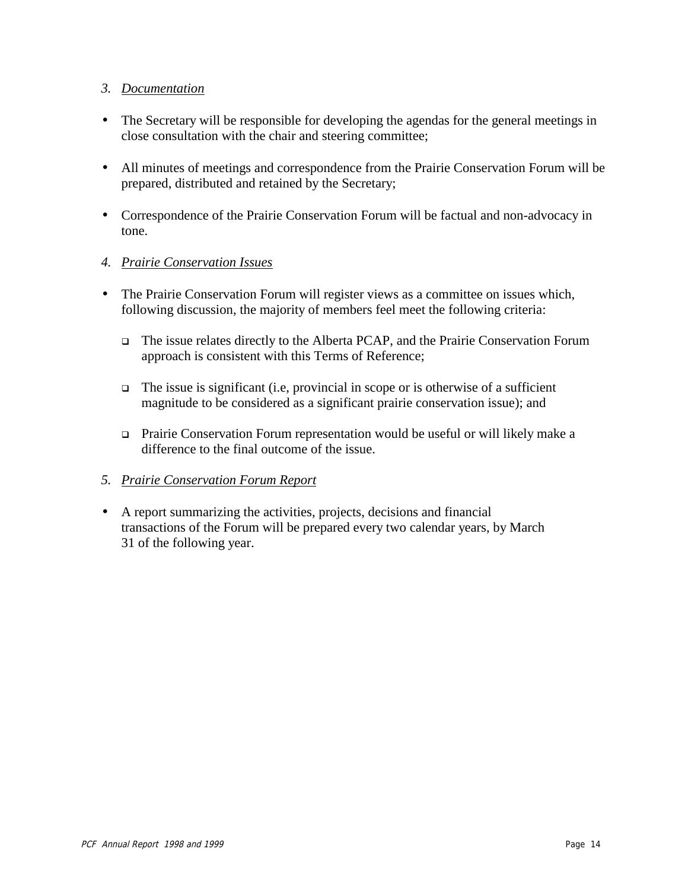*3. Documentation*

- The Secretary will be responsible for developing the agendas for the general meetings in close consultation with the chair and steering committee;
- All minutes of meetings and correspondence from the Prairie Conservation Forum will be prepared, distributed and retained by the Secretary;
- Correspondence of the Prairie Conservation Forum will be factual and non-advocacy in tone.

*4. Prairie Conservation Issues*

- The Prairie Conservation Forum will register views as a committee on issues which, following discussion, the majority of members feel meet the following criteria:
    - The issue relates directly to the Alberta PCAP, and the Prairie Conservation Forum approach is consistent with this Terms of Reference;
    - The issue is significant (i.e, provincial in scope or is otherwise of a sufficient magnitude to be considered as a significant prairie conservation issue); and
    - Prairie Conservation Forum representation would be useful or will likely make a difference to the final outcome of the issue.

*5. Prairie Conservation Forum Report*

- A report summarizing the activities, projects, decisions and financial transactions of the Forum will be prepared every two calendar years, by March 31 of the following year.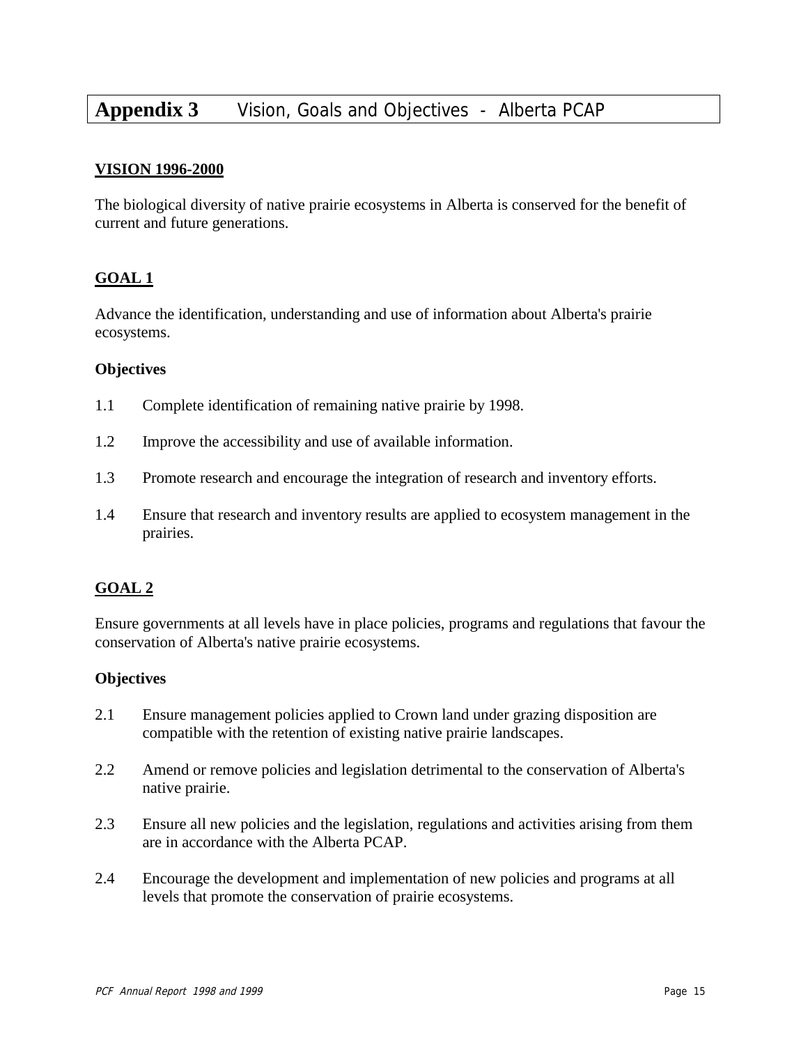# Appendix 3 Vision, Goals and Objectives - Alberta PCAP

## VISION 1996-2000

The biological diversity of native prairie ecosystems in Alberta is conserved for the benefit of current and future generations.

## GOAL 1

Advance the identification, understanding and use of information about Alberta's prairie ecosystems.

**Objectives**

1.1 Complete identification of remaining native prairie by 1998.

1.2 Improve the accessibility and use of available information.

1.3 Promote research and encourage the integration of research and inventory efforts.

1.4 Ensure that research and inventory results are applied to ecosystem management in the prairies.

## GOAL 2

Ensure governments at all levels have in place policies, programs and regulations that favour the conservation of Alberta's native prairie ecosystems.

**Objectives**

2.1 Ensure management policies applied to Crown land under grazing disposition are compatible with the retention of existing native prairie landscapes.

2.2 Amend or remove policies and legislation detrimental to the conservation of Alberta's native prairie.

2.3 Ensure all new policies and the legislation, regulations and activities arising from them are in accordance with the Alberta PCAP.

2.4 Encourage the development and implementation of new policies and programs at all levels that promote the conservation of prairie ecosystems.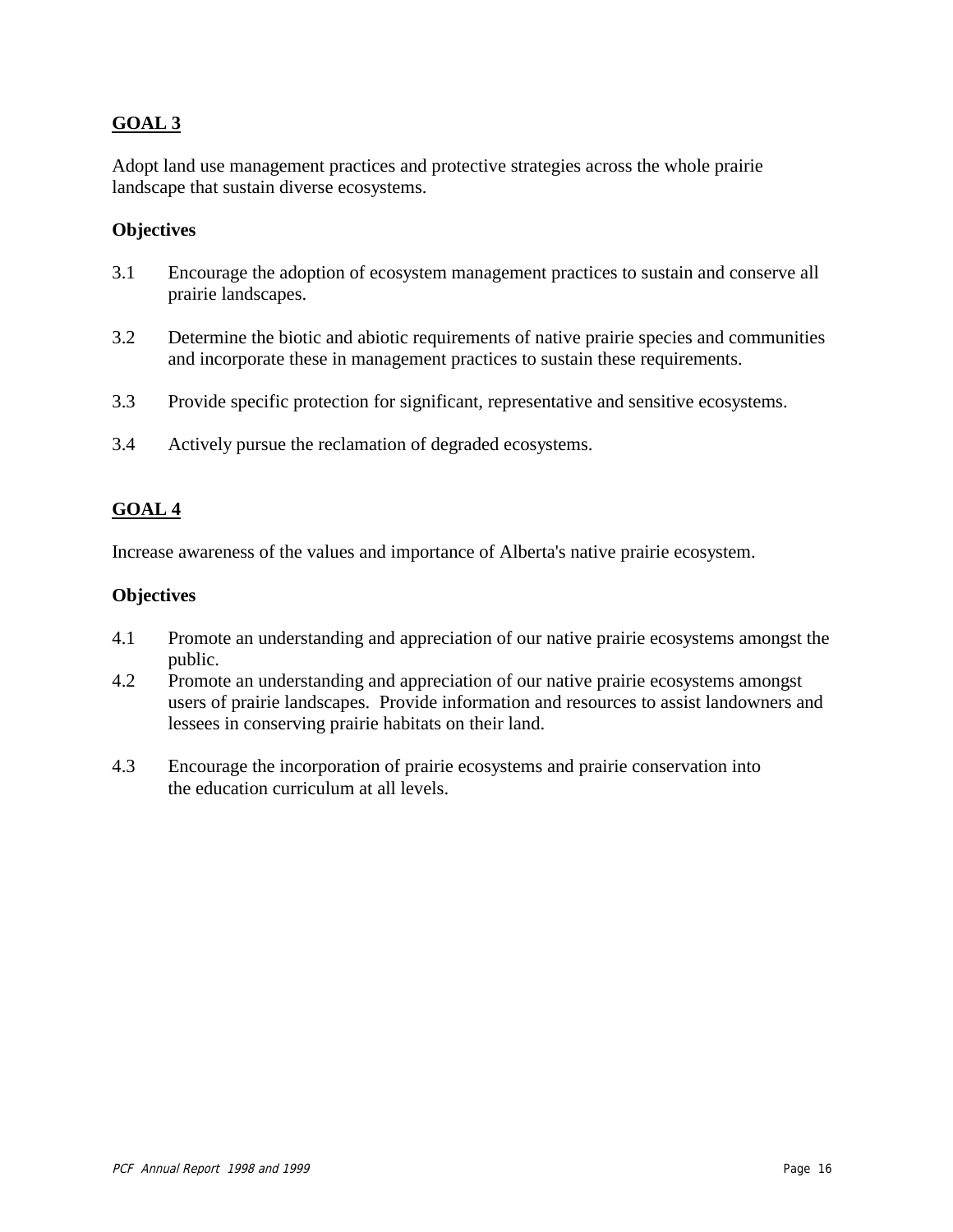## GOAL 3

Adopt land use management practices and protective strategies across the whole prairie landscape that sustain diverse ecosystems.

### Objectives

3.1 Encourage the adoption of ecosystem management practices to sustain and conserve all prairie landscapes.

3.2 Determine the biotic and abiotic requirements of native prairie species and communities and incorporate these in management practices to sustain these requirements.

3.3 Provide specific protection for significant, representative and sensitive ecosystems.

3.4 Actively pursue the reclamation of degraded ecosystems.

## GOAL 4

Increase awareness of the values and importance of Alberta's native prairie ecosystem.

### Objectives

4.1 Promote an understanding and appreciation of our native prairie ecosystems amongst the public.

4.2 Promote an understanding and appreciation of our native prairie ecosystems amongst users of prairie landscapes. Provide information and resources to assist landowners and lessees in conserving prairie habitats on their land.

4.3 Encourage the incorporation of prairie ecosystems and prairie conservation into the education curriculum at all levels.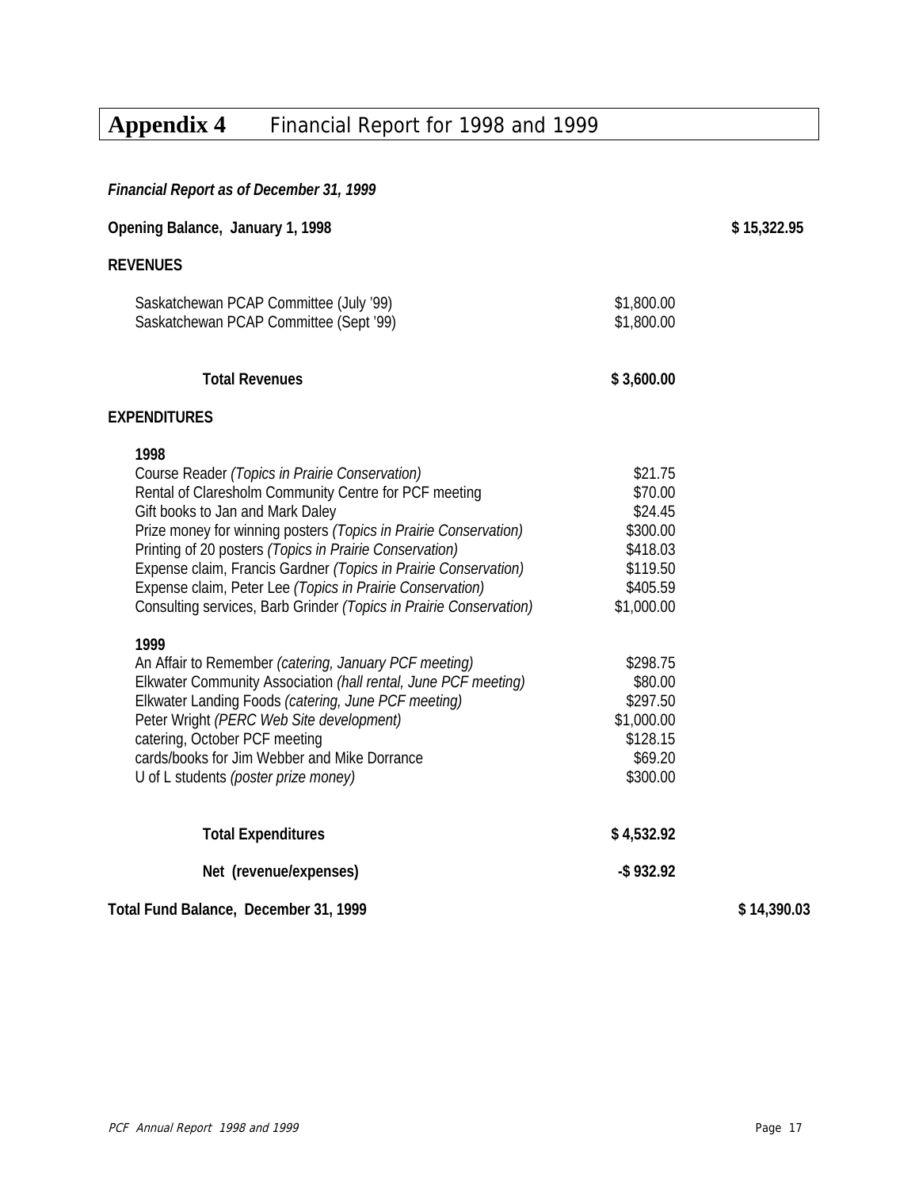# **Appendix 4** Financial Report for 1998 and 1999

***Financial Report as of December 31, 1999***

| | | |
|---|---|---|
| **Opening Balance, January 1, 1998** | | **$ 15,322.95** |
| **REVENUES** | | |
| Saskatchewan PCAP Committee (July '99) | $1,800.00 | |
| Saskatchewan PCAP Committee (Sept '99) | $1,800.00 | |
| **Total Revenues** | **$ 3,600.00** | |
| **EXPENDITURES** | | |
| **1998** | | |
| Course Reader *(Topics in Prairie Conservation)* | $21.75 | |
| Rental of Claresholm Community Centre for PCF meeting | $70.00 | |
| Gift books to Jan and Mark Daley | $24.45 | |
| Prize money for winning posters *(Topics in Prairie Conservation)* | $300.00 | |
| Printing of 20 posters *(Topics in Prairie Conservation)* | $418.03 | |
| Expense claim, Francis Gardner *(Topics in Prairie Conservation)* | $119.50 | |
| Expense claim, Peter Lee *(Topics in Prairie Conservation)* | $405.59 | |
| Consulting services, Barb Grinder *(Topics in Prairie Conservation)* | $1,000.00 | |
| **1999** | | |
| An Affair to Remember *(catering, January PCF meeting)* | $298.75 | |
| Elkwater Community Association *(hall rental, June PCF meeting)* | $80.00 | |
| Elkwater Landing Foods *(catering, June PCF meeting)* | $297.50 | |
| Peter Wright *(PERC Web Site development)* | $1,000.00 | |
| catering, October PCF meeting | $128.15 | |
| cards/books for Jim Webber and Mike Dorrance | $69.20 | |
| U of L students *(poster prize money)* | $300.00 | |
| **Total Expenditures** | **$ 4,532.92** | |
| **Net (revenue/expenses)** | **-$ 932.92** | |
| **Total Fund Balance, December 31, 1999** | | **$ 14,390.03** |